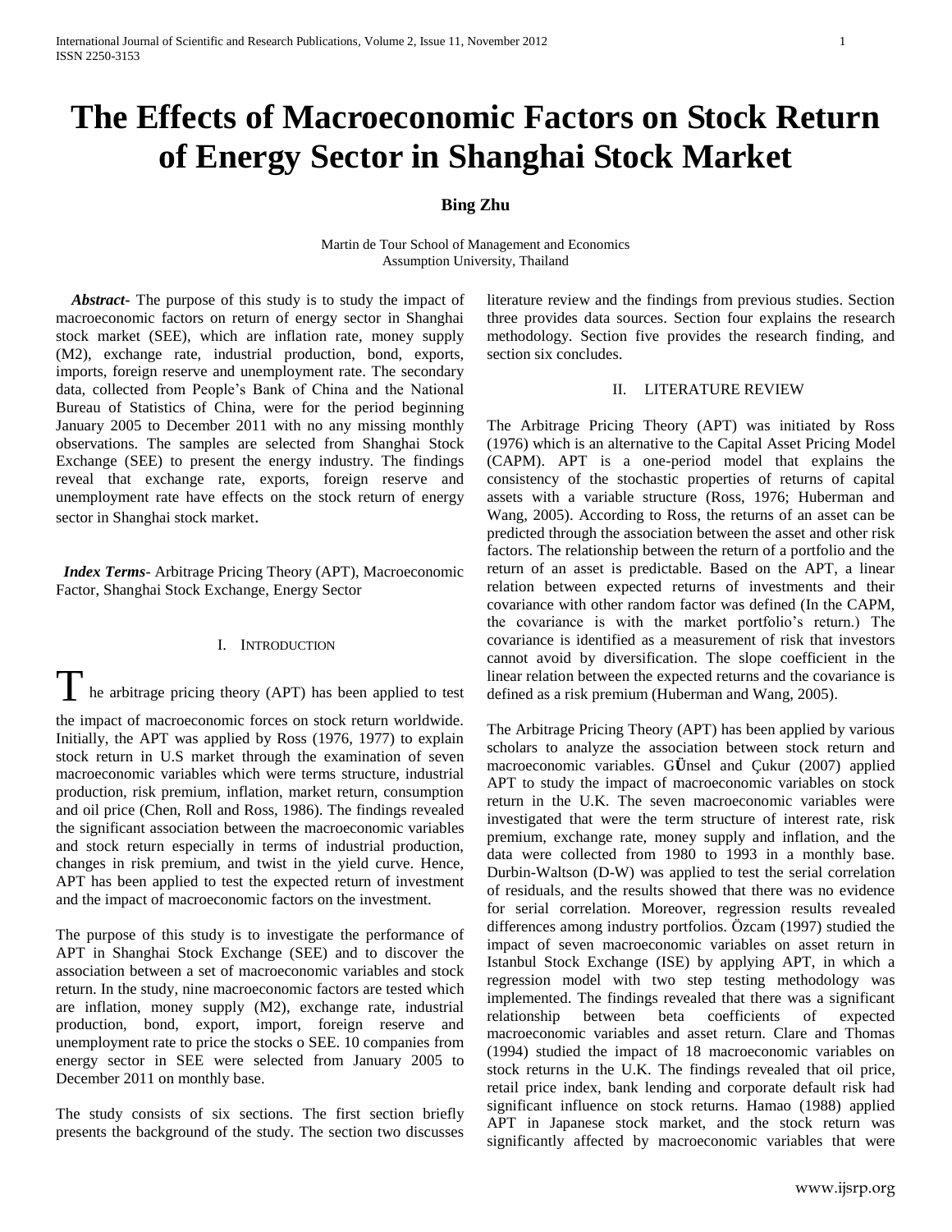# The Effects of Macroeconomic Factors on Stock Return of Energy Sector in Shanghai Stock Market

**Bing Zhu**

Martin de Tour School of Management and Economics
Assumption University, Thailand

***Abstract***- The purpose of this study is to study the impact of macroeconomic factors on return of energy sector in Shanghai stock market (SEE), which are inflation rate, money supply (M2), exchange rate, industrial production, bond, exports, imports, foreign reserve and unemployment rate. The secondary data, collected from People's Bank of China and the National Bureau of Statistics of China, were for the period beginning January 2005 to December 2011 with no any missing monthly observations. The samples are selected from Shanghai Stock Exchange (SEE) to present the energy industry. The findings reveal that exchange rate, exports, foreign reserve and unemployment rate have effects on the stock return of energy sector in Shanghai stock market.

***Index Terms***- Arbitrage Pricing Theory (APT), Macroeconomic Factor, Shanghai Stock Exchange, Energy Sector

## I. Introduction

The arbitrage pricing theory (APT) has been applied to test the impact of macroeconomic forces on stock return worldwide. Initially, the APT was applied by Ross (1976, 1977) to explain stock return in U.S market through the examination of seven macroeconomic variables which were terms structure, industrial production, risk premium, inflation, market return, consumption and oil price (Chen, Roll and Ross, 1986). The findings revealed the significant association between the macroeconomic variables and stock return especially in terms of industrial production, changes in risk premium, and twist in the yield curve. Hence, APT has been applied to test the expected return of investment and the impact of macroeconomic factors on the investment.

The purpose of this study is to investigate the performance of APT in Shanghai Stock Exchange (SEE) and to discover the association between a set of macroeconomic variables and stock return. In the study, nine macroeconomic factors are tested which are inflation, money supply (M2), exchange rate, industrial production, bond, export, import, foreign reserve and unemployment rate to price the stocks o SEE. 10 companies from energy sector in SEE were selected from January 2005 to December 2011 on monthly base.

The study consists of six sections. The first section briefly presents the background of the study. The section two discusses literature review and the findings from previous studies. Section three provides data sources. Section four explains the research methodology. Section five provides the research finding, and section six concludes.

## II. Literature Review

The Arbitrage Pricing Theory (APT) was initiated by Ross (1976) which is an alternative to the Capital Asset Pricing Model (CAPM). APT is a one-period model that explains the consistency of the stochastic properties of returns of capital assets with a variable structure (Ross, 1976; Huberman and Wang, 2005). According to Ross, the returns of an asset can be predicted through the association between the asset and other risk factors. The relationship between the return of a portfolio and the return of an asset is predictable. Based on the APT, a linear relation between expected returns of investments and their covariance with other random factor was defined (In the CAPM, the covariance is with the market portfolio's return.) The covariance is identified as a measurement of risk that investors cannot avoid by diversification. The slope coefficient in the linear relation between the expected returns and the covariance is defined as a risk premium (Huberman and Wang, 2005).

The Arbitrage Pricing Theory (APT) has been applied by various scholars to analyze the association between stock return and macroeconomic variables. GÜnsel and Çukur (2007) applied APT to study the impact of macroeconomic variables on stock return in the U.K. The seven macroeconomic variables were investigated that were the term structure of interest rate, risk premium, exchange rate, money supply and inflation, and the data were collected from 1980 to 1993 in a monthly base. Durbin-Waltson (D-W) was applied to test the serial correlation of residuals, and the results showed that there was no evidence for serial correlation. Moreover, regression results revealed differences among industry portfolios. Özcam (1997) studied the impact of seven macroeconomic variables on asset return in Istanbul Stock Exchange (ISE) by applying APT, in which a regression model with two step testing methodology was implemented. The findings revealed that there was a significant relationship between beta coefficients of expected macroeconomic variables and asset return. Clare and Thomas (1994) studied the impact of 18 macroeconomic variables on stock returns in the U.K. The findings revealed that oil price, retail price index, bank lending and corporate default risk had significant influence on stock returns. Hamao (1988) applied APT in Japanese stock market, and the stock return was significantly affected by macroeconomic variables that were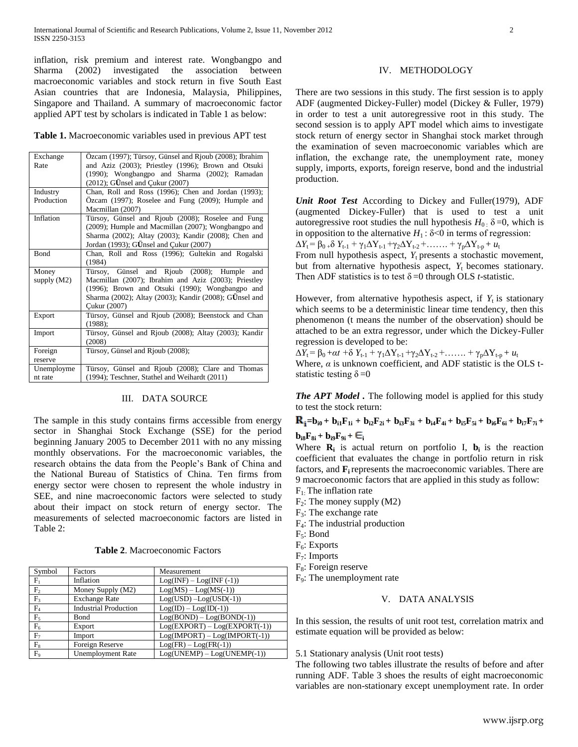inflation, risk premium and interest rate. Wongbangpo and Sharma (2002) investigated the association between macroeconomic variables and stock return in five South East Asian countries that are Indonesia, Malaysia, Philippines, Singapore and Thailand. A summary of macroeconomic factor applied APT test by scholars is indicated in Table 1 as below:

**Table 1.** Macroeconomic variables used in previous APT test

| | |
|---|---|
| Exchange Rate | Özcam (1997); Türsoy, Günsel and Rjoub (2008); Ibrahim and Aziz (2003); Priestley (1996); Brown and Otsuki (1990); Wongbangpo and Sharma (2002); Ramadan (2012); GÜnsel and Çukur (2007) |
| Industry Production | Chan, Roll and Ross (1996); Chen and Jordan (1993); Özcam (1997); Roselee and Fung (2009); Humple and Macmillan (2007) |
| Inflation | Türsoy, Günsel and Rjoub (2008); Roselee and Fung (2009); Humple and Macmillan (2007); Wongbangpo and Sharma (2002); Altay (2003); Kandir (2008); Chen and Jordan (1993); GÜnsel and Çukur (2007) |
| Bond | Chan, Roll and Ross (1996); Gultekin and Rogalski (1984) |
| Money supply (M2) | Türsoy, Günsel and Rjoub (2008); Humple and Macmillan (2007); Ibrahim and Aziz (2003); Priestley (1996); Brown and Otsuki (1990); Wongbangpo and Sharma (2002); Altay (2003); Kandir (2008); GÜnsel and Çukur (2007) |
| Export | Türsoy, Günsel and Rjoub (2008); Beenstock and Chan (1988); |
| Import | Türsoy, Günsel and Rjoub (2008); Altay (2003); Kandir (2008) |
| Foreign reserve | Türsoy, Günsel and Rjoub (2008); |
| Unemployment rate | Türsoy, Günsel and Rjoub (2008); Clare and Thomas (1994); Teschner, Stathel and Weihardt (2011) |

## III. DATA SOURCE

The sample in this study contains firms accessible from energy sector in Shanghai Stock Exchange (SSE) for the period beginning January 2005 to December 2011 with no any missing monthly observations. For the macroeconomic variables, the research obtains the data from the People's Bank of China and the National Bureau of Statistics of China. Ten firms from energy sector were chosen to represent the whole industry in SEE, and nine macroeconomic factors were selected to study about their impact on stock return of energy sector. The measurements of selected macroeconomic factors are listed in Table 2:

**Table 2**. Macroeconomic Factors

| Symbol | Factors | Measurement |
|---|---|---|
| $F_1$ | Inflation | Log(INF) – Log(INF (-1)) |
| $F_2$ | Money Supply (M2) | Log(MS) – Log(MS(-1)) |
| $F_3$ | Exchange Rate | Log(USD) –Log(USD(-1)) |
| $F_4$ | Industrial Production | Log(ID) – Log(ID(-1)) |
| $F_5$ | Bond | Log(BOND) – Log(BOND(-1)) |
| $F_6$ | Export | Log(EXPORT) – Log(EXPORT(-1)) |
| $F_7$ | Import | Log(IMPORT) – Log(IMPORT(-1)) |
| $F_8$ | Foreign Reserve | Log(FR) – Log(FR(-1)) |
| $F_9$ | Unemployment Rate | Log(UNEMP) – Log(UNEMP(-1)) |

## IV. METHODOLOGY

There are two sessions in this study. The first session is to apply ADF (augmented Dickey-Fuller) model (Dickey & Fuller, 1979) in order to test a unit autoregressive root in this study. The second session is to apply APT model which aims to investigate stock return of energy sector in Shanghai stock market through the examination of seven macroeconomic variables which are inflation, the exchange rate, the unemployment rate, money supply, imports, exports, foreign reserve, bond and the industrial production.

***Unit Root Test*** According to Dickey and Fuller(1979), ADF (augmented Dickey-Fuller) that is used to test a unit autoregressive root studies the null hypothesis $H_0: \delta = 0$, which is in opposition to the alternative $H_1: \delta < 0$ in terms of regression:

$$\Delta Y_t = \beta_0 + \delta Y_{t-1} + \gamma_1 \Delta Y_{t-1} + \gamma_2 \Delta Y_{t-2} + \ldots\ldots + \gamma_p \Delta Y_{t-p} + u_t$$

From null hypothesis aspect, $Y_t$ presents a stochastic movement, but from alternative hypothesis aspect, $Y_t$ becomes stationary. Then ADF statistics is to test $\delta = 0$ through OLS *t*-statistic.

However, from alternative hypothesis aspect, if $Y_t$ is stationary which seems to be a deterministic linear time tendency, then this phenomenon (t means the number of the observation) should be attached to be an extra regressor, under which the Dickey-Fuller regression is developed to be:

$$\Delta Y_t = \beta_0 + \alpha t + \delta Y_{t-1} + \gamma_1 \Delta Y_{t-1} + \gamma_2 \Delta Y_{t-2} + \ldots\ldots + \gamma_p \Delta Y_{t-p} + u_t$$

Where, $\alpha$ is unknown coefficient, and ADF statistic is the OLS t-statistic testing $\delta = 0$

***The APT Model .*** The following model is applied for this study to test the stock return:

$$\mathbf{R_i} = \mathbf{b_{i0} + b_{i1}F_{1i} + b_{i2}F_{2i} + b_{i3}F_{3i} + b_{i4}F_{4i} + b_{i5}F_{5i} + b_{i6}F_{6i} + b_{i7}F_{7i} + b_{i8}F_{8i} + b_{i9}F_{9i} + \epsilon_i}$$

Where $\mathbf{R_i}$ is actual return on portfolio I, $\mathbf{b_i}$ is the reaction coefficient that evaluates the change in portfolio return in risk factors, and $\mathbf{F_i}$ represents the macroeconomic variables. There are 9 macroeconomic factors that are applied in this study as follow:

$F_1$: The inflation rate
$F_2$: The money supply (M2)
$F_3$: The exchange rate
$F_4$: The industrial production
$F_5$: Bond
$F_6$: Exports
$F_7$: Imports
$F_8$: Foreign reserve
$F_9$: The unemployment rate

## V. DATA ANALYSIS

In this session, the results of unit root test, correlation matrix and estimate equation will be provided as below:

5.1 Stationary analysis (Unit root tests)

The following two tables illustrate the results of before and after running ADF. Table 3 shoes the results of eight macroeconomic variables are non-stationary except unemployment rate. In order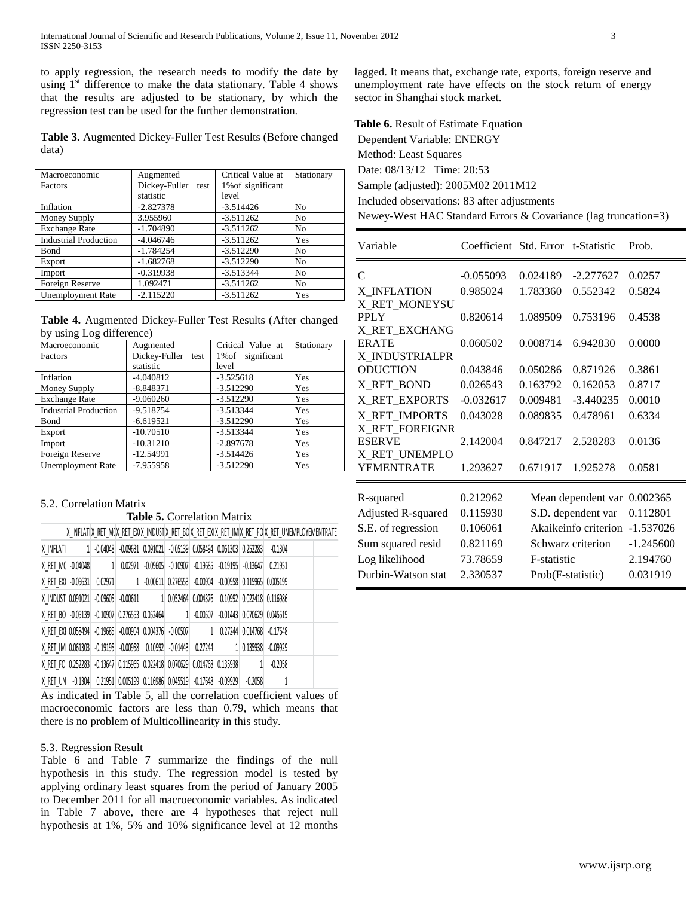to apply regression, the research needs to modify the date by using 1[st] difference to make the data stationary. Table 4 shows that the results are adjusted to be stationary, by which the regression test can be used for the further demonstration.

**Table 3.** Augmented Dickey-Fuller Test Results (Before changed data)

| Macroeconomic Factors | Augmented Dickey-Fuller test statistic | Critical Value at 1%of significant level | Stationary |
|---|---|---|---|
| Inflation | -2.827378 | -3.514426 | No |
| Money Supply | 3.955960 | -3.511262 | No |
| Exchange Rate | -1.704890 | -3.511262 | No |
| Industrial Production | -4.046746 | -3.511262 | Yes |
| Bond | -1.784254 | -3.512290 | No |
| Export | -1.682768 | -3.512290 | No |
| Import | -0.319938 | -3.513344 | No |
| Foreign Reserve | 1.092471 | -3.511262 | No |
| Unemployment Rate | -2.115220 | -3.511262 | Yes |

**Table 4.** Augmented Dickey-Fuller Test Results (After changed by using Log difference)

| Macroeconomic Factors | Augmented Dickey-Fuller test statistic | Critical Value at 1%of significant level | Stationary |
|---|---|---|---|
| Inflation | -4.040812 | -3.525618 | Yes |
| Money Supply | -8.848371 | -3.512290 | Yes |
| Exchange Rate | -9.060260 | -3.512290 | Yes |
| Industrial Production | -9.518754 | -3.513344 | Yes |
| Bond | -6.619521 | -3.512290 | Yes |
| Export | -10.70510 | -3.513344 | Yes |
| Import | -10.31210 | -2.897678 | Yes |
| Foreign Reserve | -12.54991 | -3.514426 | Yes |
| Unemployment Rate | -7.955958 | -3.512290 | Yes |

5.2. Correlation Matrix

**Table 5.** Correlation Matrix

| | X_INFLATI | X_RET_MC | X_RET_EX | X_INDUST | X_RET_BO | X_RET_EX | X_RET_IM | X_RET_FO | X_RET_UNEMPLOYEMENTRATE |
|---|---|---|---|---|---|---|---|---|---|
| X_INFLATI | 1 | -0.04048 | -0.09631 | 0.091021 | -0.05139 | 0.058494 | 0.061303 | 0.252283 | -0.1304 |
| X_RET_MC | -0.04048 | 1 | 0.02971 | -0.09605 | -0.10907 | -0.19685 | -0.19195 | -0.13647 | 0.21951 |
| X_RET_EX | -0.09631 | 0.02971 | 1 | -0.00611 | 0.276553 | -0.00904 | -0.00958 | 0.115965 | 0.005199 |
| X_INDUST | 0.091021 | -0.09605 | -0.00611 | 1 | 0.052464 | 0.004376 | 0.10992 | 0.022418 | 0.116986 |
| X_RET_BO | -0.05139 | -0.10907 | 0.276553 | 0.052464 | 1 | -0.00507 | -0.01443 | 0.070629 | 0.045519 |
| X_RET_EX | 0.058494 | -0.19685 | -0.00904 | 0.004376 | -0.00507 | 1 | 0.27244 | 0.014768 | -0.17648 |
| X_RET_IM | 0.061303 | -0.19195 | -0.00958 | 0.10992 | -0.01443 | 0.27244 | 1 | 0.135938 | -0.09929 |
| X_RET_FO | 0.252283 | -0.13647 | 0.115965 | 0.022418 | 0.070629 | 0.014768 | 0.135938 | 1 | -0.2058 |
| X_RET_UN | -0.1304 | 0.21951 | 0.005199 | 0.116986 | 0.045519 | -0.17648 | -0.09929 | -0.2058 | 1 |

As indicated in Table 5, all the correlation coefficient values of macroeconomic factors are less than 0.79, which means that there is no problem of Multicollinearity in this study.

5.3. Regression Result

Table 6 and Table 7 summarize the findings of the null hypothesis in this study. The regression model is tested by applying ordinary least squares from the period of January 2005 to December 2011 for all macroeconomic variables. As indicated in Table 7 above, there are 4 hypotheses that reject null hypothesis at 1%, 5% and 10% significance level at 12 months lagged. It means that, exchange rate, exports, foreign reserve and unemployment rate have effects on the stock return of energy sector in Shanghai stock market.

**Table 6.** Result of Estimate Equation

Dependent Variable: ENERGY
Method: Least Squares
Date: 08/13/12 Time: 20:53
Sample (adjusted): 2005M02 2011M12
Included observations: 83 after adjustments
Newey-West HAC Standard Errors & Covariance (lag truncation=3)

| Variable | Coefficient | Std. Error | t-Statistic | Prob. |
|---|---|---|---|---|
| C | -0.055093 | 0.024189 | -2.277627 | 0.0257 |
| X_INFLATION | 0.985024 | 1.783360 | 0.552342 | 0.5824 |
| X_RET_MONEYSUPPLY | 0.820614 | 1.089509 | 0.753196 | 0.4538 |
| X_RET_EXCHANGERATE | 0.060502 | 0.008714 | 6.942830 | 0.0000 |
| X_INDUSTRIALPRODUCTION | 0.043846 | 0.050286 | 0.871926 | 0.3861 |
| X_RET_BOND | 0.026543 | 0.163792 | 0.162053 | 0.8717 |
| X_RET_EXPORTS | -0.032617 | 0.009481 | -3.440235 | 0.0010 |
| X_RET_IMPORTS | 0.043028 | 0.089835 | 0.478961 | 0.6334 |
| X_RET_FOREIGNRESERVE | 2.142004 | 0.847217 | 2.528283 | 0.0136 |
| X_RET_UNEMPLOYEMENTRATE | 1.293627 | 0.671917 | 1.925278 | 0.0581 |

| | | | |
|---|---|---|---|
| R-squared | 0.212962 | Mean dependent var | 0.002365 |
| Adjusted R-squared | 0.115930 | S.D. dependent var | 0.112801 |
| S.E. of regression | 0.106061 | Akaikeinfo criterion | -1.537026 |
| Sum squared resid | 0.821169 | Schwarz criterion | -1.245600 |
| Log likelihood | 73.78659 | F-statistic | 2.194760 |
| Durbin-Watson stat | 2.330537 | Prob(F-statistic) | 0.031919 |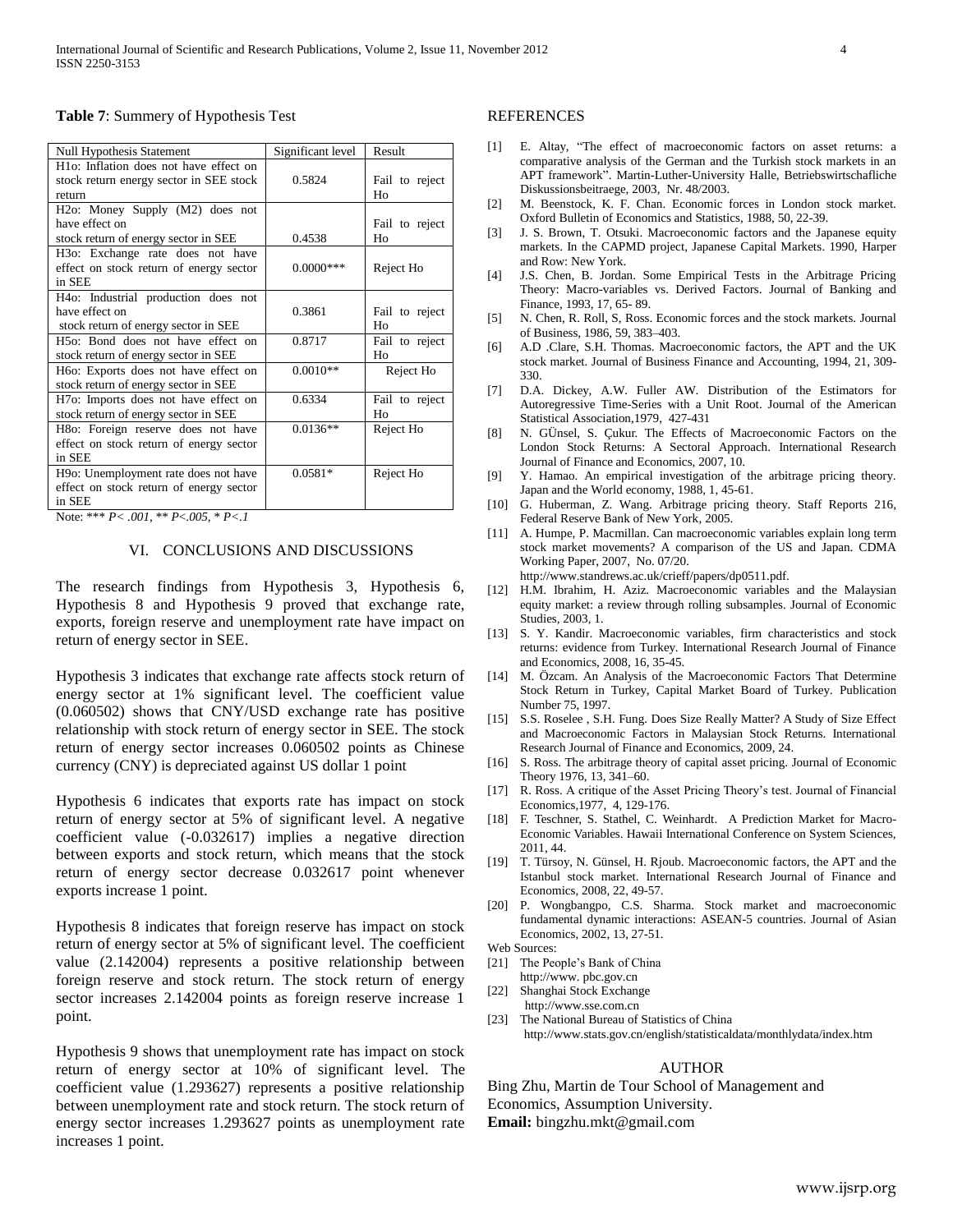**Table 7**: Summery of Hypothesis Test

| Null Hypothesis Statement | Significant level | Result |
|---|---|---|
| H1o: Inflation does not have effect on stock return energy sector in SEE stock return | 0.5824 | Fail to reject Ho |
| H2o: Money Supply (M2) does not have effect on stock return of energy sector in SEE | 0.4538 | Fail to reject Ho |
| H3o: Exchange rate does not have effect on stock return of energy sector in SEE | 0.0000*** | Reject Ho |
| H4o: Industrial production does not have effect on stock return of energy sector in SEE | 0.3861 | Fail to reject Ho |
| H5o: Bond does not have effect on stock return of energy sector in SEE | 0.8717 | Fail to reject Ho |
| H6o: Exports does not have effect on stock return of energy sector in SEE | 0.0010** | Reject Ho |
| H7o: Imports does not have effect on stock return of energy sector in SEE | 0.6334 | Fail to reject Ho |
| H8o: Foreign reserve does not have effect on stock return of energy sector in SEE | 0.0136** | Reject Ho |
| H9o: Unemployment rate does not have effect on stock return of energy sector in SEE | 0.0581* | Reject Ho |

Note: *** $P < .001$, ** $P < .005$, * $P < .1$

## VI. CONCLUSIONS AND DISCUSSIONS

The research findings from Hypothesis 3, Hypothesis 6, Hypothesis 8 and Hypothesis 9 proved that exchange rate, exports, foreign reserve and unemployment rate have impact on return of energy sector in SEE.

Hypothesis 3 indicates that exchange rate affects stock return of energy sector at 1% significant level. The coefficient value (0.060502) shows that CNY/USD exchange rate has positive relationship with stock return of energy sector in SEE. The stock return of energy sector increases 0.060502 points as Chinese currency (CNY) is depreciated against US dollar 1 point

Hypothesis 6 indicates that exports rate has impact on stock return of energy sector at 5% of significant level. A negative coefficient value (-0.032617) implies a negative direction between exports and stock return, which means that the stock return of energy sector decrease 0.032617 point whenever exports increase 1 point.

Hypothesis 8 indicates that foreign reserve has impact on stock return of energy sector at 5% of significant level. The coefficient value (2.142004) represents a positive relationship between foreign reserve and stock return. The stock return of energy sector increases 2.142004 points as foreign reserve increase 1 point.

Hypothesis 9 shows that unemployment rate has impact on stock return of energy sector at 10% of significant level. The coefficient value (1.293627) represents a positive relationship between unemployment rate and stock return. The stock return of energy sector increases 1.293627 points as unemployment rate increases 1 point.

## REFERENCES

[1] E. Altay, "The effect of macroeconomic factors on asset returns: a comparative analysis of the German and the Turkish stock markets in an APT framework". Martin-Luther-University Halle, Betriebswirtschafliche Diskussionsbeitraege, 2003, Nr. 48/2003.

[2] M. Beenstock, K. F. Chan. Economic forces in London stock market. Oxford Bulletin of Economics and Statistics, 1988, 50, 22-39.

[3] J. S. Brown, T. Otsuki. Macroeconomic factors and the Japanese equity markets. In the CAPMD project, Japanese Capital Markets. 1990, Harper and Row: New York.

[4] J.S. Chen, B. Jordan. Some Empirical Tests in the Arbitrage Pricing Theory: Macro-variables vs. Derived Factors. Journal of Banking and Finance, 1993, 17, 65- 89.

[5] N. Chen, R. Roll, S, Ross. Economic forces and the stock markets. Journal of Business, 1986, 59, 383–403.

[6] A.D .Clare, S.H. Thomas. Macroeconomic factors, the APT and the UK stock market. Journal of Business Finance and Accounting, 1994, 21, 309-330.

[7] D.A. Dickey, A.W. Fuller AW. Distribution of the Estimators for Autoregressive Time-Series with a Unit Root. Journal of the American Statistical Association,1979, 427-431

[8] N. GÜnsel, S. Çukur. The Effects of Macroeconomic Factors on the London Stock Returns: A Sectoral Approach. International Research Journal of Finance and Economics, 2007, 10.

[9] Y. Hamao. An empirical investigation of the arbitrage pricing theory. Japan and the World economy, 1988, 1, 45-61.

[10] G. Huberman, Z. Wang. Arbitrage pricing theory. Staff Reports 216, Federal Reserve Bank of New York, 2005.

[11] A. Humpe, P. Macmillan. Can macroeconomic variables explain long term stock market movements? A comparison of the US and Japan. CDMA Working Paper, 2007, No. 07/20. http://www.standrews.ac.uk/crieff/papers/dp0511.pdf.

[12] H.M. Ibrahim, H. Aziz. Macroeconomic variables and the Malaysian equity market: a review through rolling subsamples. Journal of Economic Studies, 2003, 1.

[13] S. Y. Kandir. Macroeconomic variables, firm characteristics and stock returns: evidence from Turkey. International Research Journal of Finance and Economics, 2008, 16, 35-45.

[14] M. Özcam. An Analysis of the Macroeconomic Factors That Determine Stock Return in Turkey, Capital Market Board of Turkey. Publication Number 75, 1997.

[15] S.S. Roselee , S.H. Fung. Does Size Really Matter? A Study of Size Effect and Macroeconomic Factors in Malaysian Stock Returns. International Research Journal of Finance and Economics, 2009, 24.

[16] S. Ross. The arbitrage theory of capital asset pricing. Journal of Economic Theory 1976, 13, 341–60.

[17] R. Ross. A critique of the Asset Pricing Theory's test. Journal of Financial Economics,1977, 4, 129-176.

[18] F. Teschner, S. Stathel, C. Weinhardt. A Prediction Market for Macro-Economic Variables. Hawaii International Conference on System Sciences, 2011, 44.

[19] T. Türsoy, N. Günsel, H. Rjoub. Macroeconomic factors, the APT and the Istanbul stock market. International Research Journal of Finance and Economics, 2008, 22, 49-57.

[20] P. Wongbangpo, C.S. Sharma. Stock market and macroeconomic fundamental dynamic interactions: ASEAN-5 countries. Journal of Asian Economics, 2002, 13, 27-51.

Web Sources:

[21] The People's Bank of China http://www. pbc.gov.cn

[22] Shanghai Stock Exchange http://www.sse.com.cn

[23] The National Bureau of Statistics of China http://www.stats.gov.cn/english/statisticaldata/monthlydata/index.htm

## AUTHOR

Bing Zhu, Martin de Tour School of Management and Economics, Assumption University.
**Email:** bingzhu.mkt@gmail.com